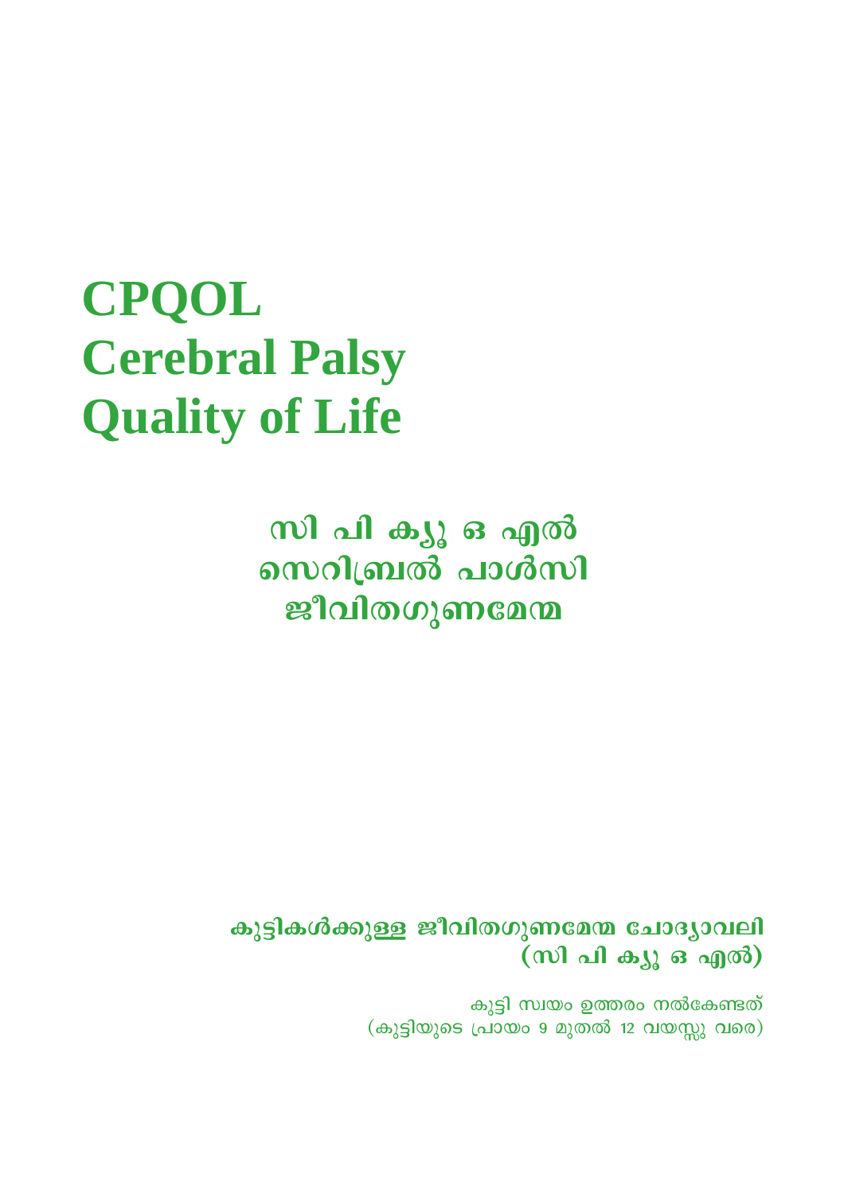# CPQOL
# Cerebral Palsy
# Quality of Life

## സി പി ക്യൂ ഒ എൽ
## സെറിബ്രൽ പാൾസി
## ജീവിതഗുണമേന്മ

**കുട്ടികൾക്കുള്ള ജീവിതഗുണമേന്മ ചോദ്യാവലി**
**(സി പി ക്യൂ ഒ എൽ)**

കുട്ടി സ്വയം ഉത്തരം നൽകേണ്ടത്
(കുട്ടിയുടെ പ്രായം 9 മുതൽ 12 വയസ്സു വരെ)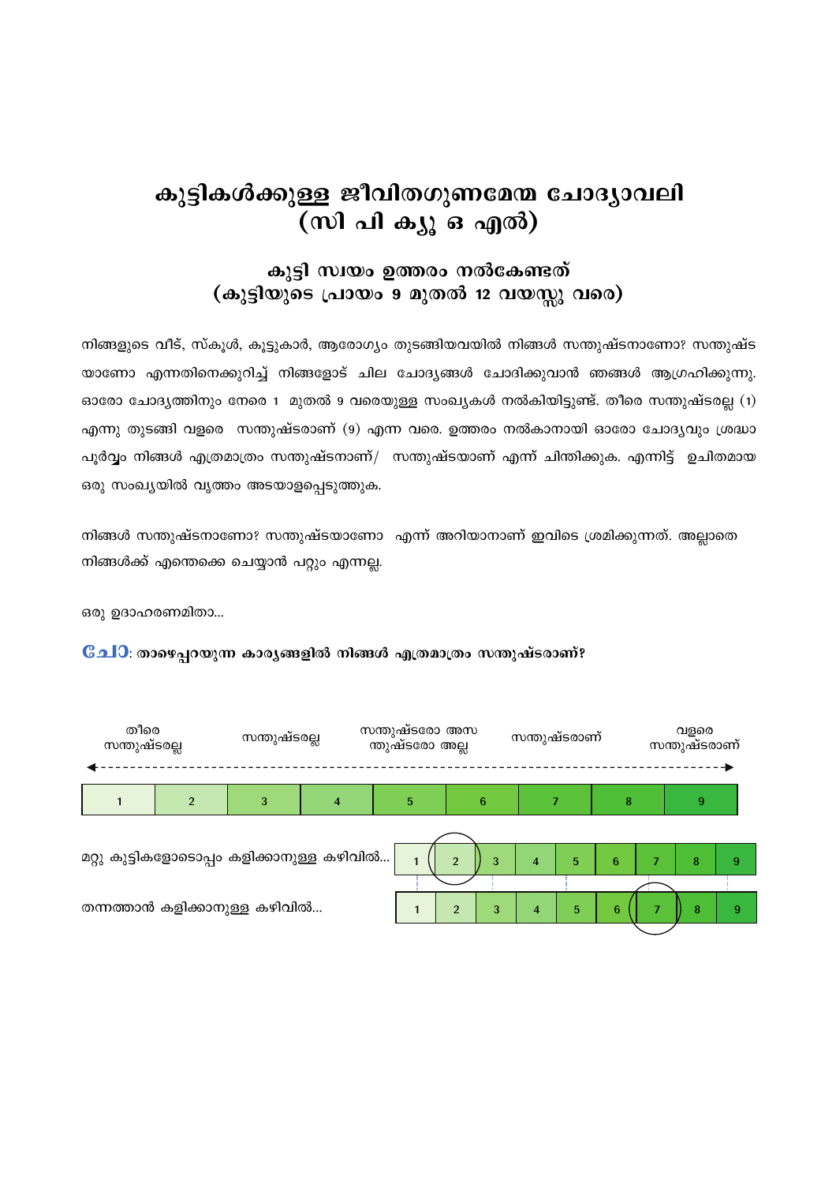# കുട്ടികൾക്കുള്ള ജീവിതഗുണമേന്മ ചോദ്യാവലി
# (സി പി ക്യൂ ഒ എൽ)

## കുട്ടി സ്വയം ഉത്തരം നൽകേണ്ടത്
## (കുട്ടിയുടെ പ്രായം 9 മുതൽ 12 വയസ്സു വരെ)

നിങ്ങളുടെ വീട്, സ്കൂൾ, കൂട്ടുകാർ, ആരോഗ്യം തുടങ്ങിയവയിൽ നിങ്ങൾ സന്തുഷ്ടനാണോ? സന്തുഷ്ടയാണോ എന്നതിനെക്കുറിച്ച് നിങ്ങളോട് ചില ചോദ്യങ്ങൾ ചോദിക്കുവാൻ ഞങ്ങൾ ആഗ്രഹിക്കുന്നു. ഓരോ ചോദ്യത്തിനും നേരെ 1 മുതൽ 9 വരെയുള്ള സംഖ്യകൾ നൽകിയിട്ടുണ്ട്. തീരെ സന്തുഷ്ടരല്ല (1) എന്നു തുടങ്ങി വളരെ സന്തുഷ്ടരാണ് (9) എന്ന വരെ. ഉത്തരം നൽകാനായി ഓരോ ചോദ്യവും ശ്രദ്ധാപൂർവ്വം നിങ്ങൾ എത്രമാത്രം സന്തുഷ്ടനാണ്/ സന്തുഷ്ടയാണ് എന്ന് ചിന്തിക്കുക. എന്നിട്ട് ഉചിതമായ ഒരു സംഖ്യയിൽ വൃത്തം അടയാളപ്പെടുത്തുക.

നിങ്ങൾ സന്തുഷ്ടനാണോ? സന്തുഷ്ടയാണോ എന്ന് അറിയാനാണ് ഇവിടെ ശ്രമിക്കുന്നത്. അല്ലാതെ നിങ്ങൾക്ക് എന്തൊക്കെ ചെയ്യാൻ പറ്റും എന്നല്ല.

ഒരു ഉദാഹരണമിതാ...

**ചോ: താഴെപ്പറയുന്ന കാര്യങ്ങളിൽ നിങ്ങൾ എത്രമാത്രം സന്തുഷ്ടരാണ്?**

| തീരെ സന്തുഷ്ടരല്ല | | സന്തുഷ്ടരല്ല | | സന്തുഷ്ടരോ അസന്തുഷ്ടരോ അല്ല | | സന്തുഷ്ടരാണ് | | വളരെ സന്തുഷ്ടരാണ് |
|---|---|---|---|---|---|---|---|---|
| 1 | 2 | 3 | 4 | 5 | 6 | 7 | 8 | 9 |

| | | | | | | | | | |
|---|---|---|---|---|---|---|---|---|---|
| മറ്റു കുട്ടികളോടൊപ്പം കളിക്കാനുള്ള കഴിവിൽ... | 1 | (2) | 3 | 4 | 5 | 6 | 7 | 8 | 9 |
| തന്നത്താൻ കളിക്കാനുള്ള കഴിവിൽ... | 1 | 2 | 3 | 4 | 5 | 6 | (7) | 8 | 9 |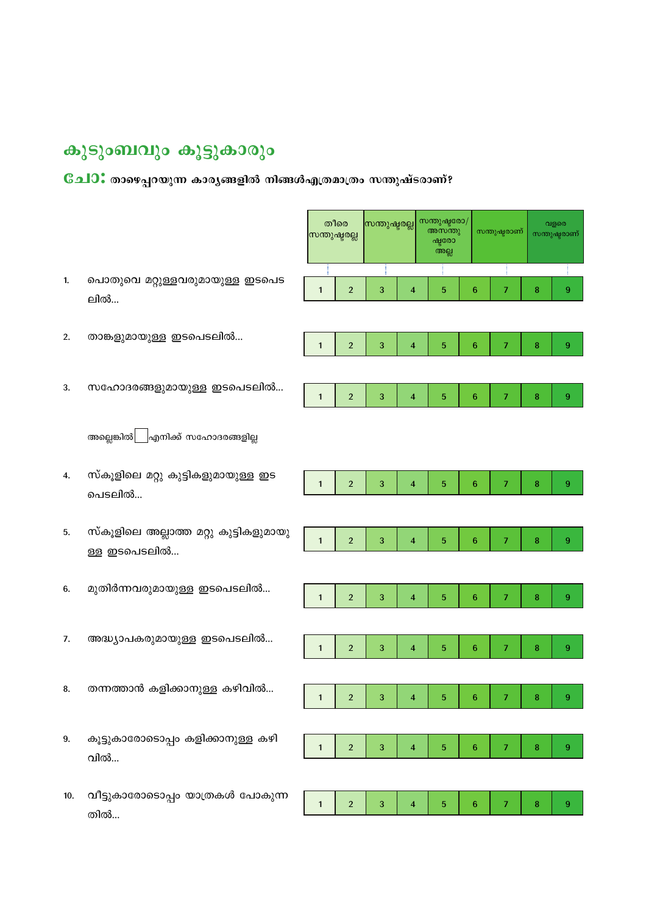# കുടുംബവും കൂട്ടുകാരും

## ചോ: താഴെപ്പറയുന്ന കാര്യങ്ങളിൽ നിങ്ങൾഎത്രമാത്രം സന്തുഷ്ടരാണ്?

| | തീരെ സന്തുഷ്ടരല്ല | | സന്തുഷ്ടരല്ല | | സന്തുഷ്ടരോ/ അസന്തുഷ്ടരോ അല്ല | | സന്തുഷ്ടരാണ് | | വളരെ സന്തുഷ്ടരാണ് |
|---|---|---|---|---|---|---|---|---|---|
| 1. പൊതുവെ മറ്റുള്ളവരുമായുള്ള ഇടപെടലിൽ... | 1 | 2 | 3 | 4 | 5 | 6 | 7 | 8 | 9 |
| 2. താങ്കളുമായുള്ള ഇടപെടലിൽ... | 1 | 2 | 3 | 4 | 5 | 6 | 7 | 8 | 9 |
| 3. സഹോദരങ്ങളുമായുള്ള ഇടപെടലിൽ... | 1 | 2 | 3 | 4 | 5 | 6 | 7 | 8 | 9 |
| അല്ലെങ്കിൽ ☐ എനിക്ക് സഹോദരങ്ങളില്ല | | | | | | | | | |
| 4. സ്കൂളിലെ മറ്റു കുട്ടികളുമായുള്ള ഇടപെടലിൽ... | 1 | 2 | 3 | 4 | 5 | 6 | 7 | 8 | 9 |
| 5. സ്കൂളിലെ അല്ലാത്ത മറ്റു കുട്ടികളുമായുള്ള ഇടപെടലിൽ... | 1 | 2 | 3 | 4 | 5 | 6 | 7 | 8 | 9 |
| 6. മുതിർന്നവരുമായുള്ള ഇടപെടലിൽ... | 1 | 2 | 3 | 4 | 5 | 6 | 7 | 8 | 9 |
| 7. അദ്ധ്യാപകരുമായുള്ള ഇടപെടലിൽ... | 1 | 2 | 3 | 4 | 5 | 6 | 7 | 8 | 9 |
| 8. തന്നത്താൻ കളിക്കാനുള്ള കഴിവിൽ... | 1 | 2 | 3 | 4 | 5 | 6 | 7 | 8 | 9 |
| 9. കൂട്ടുകാരോടൊപ്പം കളിക്കാനുള്ള കഴിവിൽ... | 1 | 2 | 3 | 4 | 5 | 6 | 7 | 8 | 9 |
| 10. വീട്ടുകാരോടൊപ്പം യാത്രകൾ പോകുന്നതിൽ... | 1 | 2 | 3 | 4 | 5 | 6 | 7 | 8 | 9 |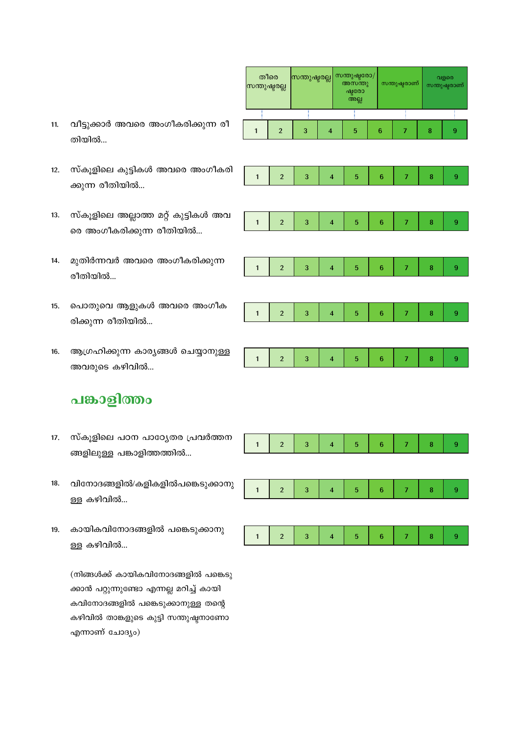| | തീരെ സന്തുഷ്ടരല്ല | | സന്തുഷ്ടരല്ല | | സന്തുഷ്ടരോ/ അസന്തുഷ്ടരോ അല്ല | | സന്തുഷ്ടരാണ് | | വളരെ സന്തുഷ്ടരാണ് |
|---|---|---|---|---|---|---|---|---|---|
| 11. വീട്ടുക്കാർ അവരെ അംഗീകരിക്കുന്ന രീതിയിൽ... | 1 | 2 | 3 | 4 | 5 | 6 | 7 | 8 | 9 |
| 12. സ്കൂളിലെ കുട്ടികൾ അവരെ അംഗീകരിക്കുന്ന രീതിയിൽ... | 1 | 2 | 3 | 4 | 5 | 6 | 7 | 8 | 9 |
| 13. സ്കൂളിലെ അല്ലാത്ത മറ്റ് കുട്ടികൾ അവരെ അംഗീകരിക്കുന്ന രീതിയിൽ... | 1 | 2 | 3 | 4 | 5 | 6 | 7 | 8 | 9 |
| 14. മുതിർന്നവർ അവരെ അംഗീകരിക്കുന്ന രീതിയിൽ... | 1 | 2 | 3 | 4 | 5 | 6 | 7 | 8 | 9 |
| 15. പൊതുവെ ആളുകൾ അവരെ അംഗീകരിക്കുന്ന രീതിയിൽ... | 1 | 2 | 3 | 4 | 5 | 6 | 7 | 8 | 9 |
| 16. ആഗ്രഹിക്കുന്ന കാര്യങ്ങൾ ചെയ്യാനുള്ള അവരുടെ കഴിവിൽ... | 1 | 2 | 3 | 4 | 5 | 6 | 7 | 8 | 9 |

## പങ്കാളിത്തം

| | | | | | | | | | |
|---|---|---|---|---|---|---|---|---|---|
| 17. സ്കൂളിലെ പഠന പാഠ്യേതര പ്രവർത്തനങ്ങളിലുള്ള പങ്കാളിത്തത്തിൽ... | 1 | 2 | 3 | 4 | 5 | 6 | 7 | 8 | 9 |
| 18. വിനോദങ്ങളിൽ/കളികളിൽപങ്കെടുക്കാനുള്ള കഴിവിൽ... | 1 | 2 | 3 | 4 | 5 | 6 | 7 | 8 | 9 |
| 19. കായികവിനോദങ്ങളിൽ പങ്കെടുക്കാനുള്ള കഴിവിൽ... | 1 | 2 | 3 | 4 | 5 | 6 | 7 | 8 | 9 |

(നിങ്ങൾക്ക് കായികവിനോദങ്ങളിൽ പങ്കെടുക്കാൻ പറ്റുന്നുണ്ടോ എന്നല്ല മറിച്ച് കായികവിനോദങ്ങളിൽ പങ്കെടുക്കാനുള്ള തന്റെ കഴിവിൽ താങ്കളുടെ കുട്ടി സന്തുഷ്ടനാണോ എന്നാണ് ചോദ്യം)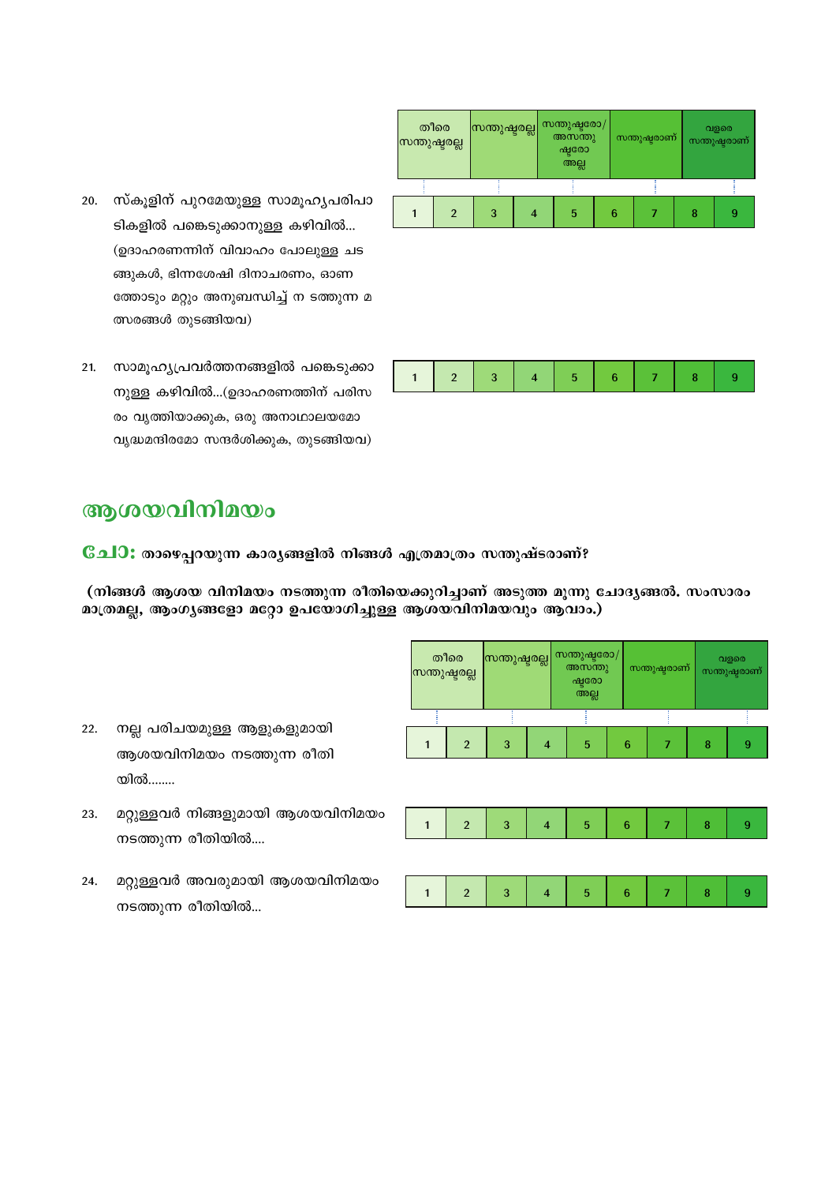| തീരെ സന്തുഷ്ടരല്ല | സന്തുഷ്ടരല്ല | സന്തുഷ്ടരോ/ അസന്തുഷ്ടരോ അല്ല | സന്തുഷ്ടരാണ് | വളരെ സന്തുഷ്ടരാണ് |
|---|---|---|---|---|

20. സ്കൂളിന് പുറമേയുള്ള സാമൂഹ്യപരിപാടികളിൽ പങ്കെടുക്കാനുള്ള കഴിവിൽ... (ഉദാഹരണന്നിന് വിവാഹം പോലുള്ള ചടങ്ങുകൾ, ഭിന്നശേഷി ദിനാചരണം, ഓണത്തോടും മറ്റും അനുബന്ധിച്ച് ന ടത്തുന്ന മത്സരങ്ങൾ തുടങ്ങിയവ)

| 1 | 2 | 3 | 4 | 5 | 6 | 7 | 8 | 9 |
|---|---|---|---|---|---|---|---|---|

21. സാമൂഹ്യപ്രവർത്തനങ്ങളിൽ പങ്കെടുക്കാനുള്ള കഴിവിൽ...(ഉദാഹരണത്തിന് പരിസരം വൃത്തിയാക്കുക, ഒരു അനാഥാലയമോ വൃദ്ധമന്ദിരമോ സന്ദർശിക്കുക, തുടങ്ങിയവ)

| 1 | 2 | 3 | 4 | 5 | 6 | 7 | 8 | 9 |
|---|---|---|---|---|---|---|---|---|

## ആശയവിനിമയം

**ചോ:** **താഴെപ്പറയുന്ന കാര്യങ്ങളിൽ നിങ്ങൾ എത്രമാത്രം സന്തുഷ്ടരാണ്?**

**(നിങ്ങൾ ആശയ വിനിമയം നടത്തുന്ന രീതിയെക്കുറിച്ചാണ് അടുത്ത മൂന്നു ചോദ്യങ്ങൾ. സംസാരം മാത്രമല്ല, ആംഗ്യങ്ങളോ മറ്റോ ഉപയോഗിച്ചുള്ള ആശയവിനിമയവും ആവാം.)**

| തീരെ സന്തുഷ്ടരല്ല | സന്തുഷ്ടരല്ല | സന്തുഷ്ടരോ/ അസന്തുഷ്ടരോ അല്ല | സന്തുഷ്ടരാണ് | വളരെ സന്തുഷ്ടരാണ് |
|---|---|---|---|---|

22. നല്ല പരിചയമുള്ള ആളുകളുമായി ആശയവിനിമയം നടത്തുന്ന രീതിയിൽ........

| 1 | 2 | 3 | 4 | 5 | 6 | 7 | 8 | 9 |
|---|---|---|---|---|---|---|---|---|

23. മറ്റുള്ളവർ നിങ്ങളുമായി ആശയവിനിമയം നടത്തുന്ന രീതിയിൽ....

| 1 | 2 | 3 | 4 | 5 | 6 | 7 | 8 | 9 |
|---|---|---|---|---|---|---|---|---|

24. മറ്റുള്ളവർ അവരുമായി ആശയവിനിമയം നടത്തുന്ന രീതിയിൽ...

| 1 | 2 | 3 | 4 | 5 | 6 | 7 | 8 | 9 |
|---|---|---|---|---|---|---|---|---|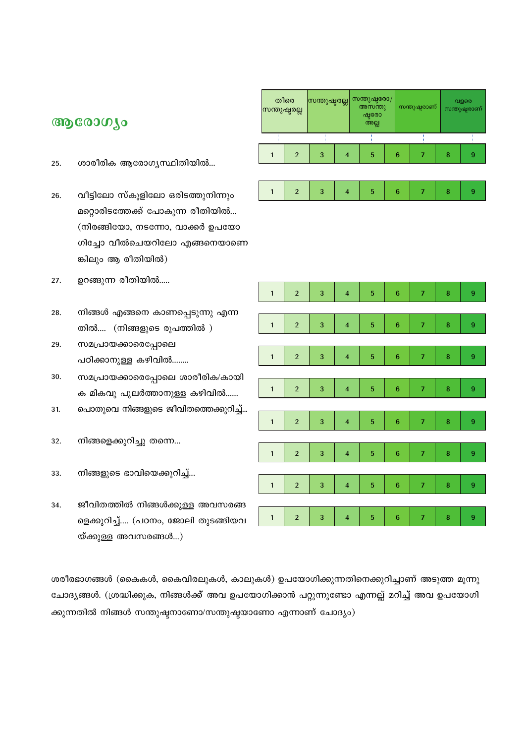## ആരോഗ്യം

| | തീരെ സന്തുഷ്ടരല്ല | | സന്തുഷ്ടരല്ല | | സന്തുഷ്ടരോ/ അസന്തുഷ്ടരോ അല്ല | | സന്തുഷ്ടരാണ് | | വളരെ സന്തുഷ്ടരാണ് |
|---|---|---|---|---|---|---|---|---|---|
| 25. ശാരീരിക ആരോഗ്യസ്ഥിതിയിൽ... | 1 | 2 | 3 | 4 | 5 | 6 | 7 | 8 | 9 |
| 26. വീട്ടിലോ സ്കൂളിലോ ഒരിടത്തുനിന്നും മറ്റൊരിടത്തേക്ക് പോകുന്ന രീതിയിൽ... (നിരങ്ങിയോ, നടന്നോ, വാക്കർ ഉപയോഗിച്ചോ വീൽചെയറിലോ എങ്ങനെയാണെങ്കിലും ആ രീതിയിൽ) | 1 | 2 | 3 | 4 | 5 | 6 | 7 | 8 | 9 |
| 27. ഉറങ്ങുന്ന രീതിയിൽ..... | 1 | 2 | 3 | 4 | 5 | 6 | 7 | 8 | 9 |
| 28. നിങ്ങൾ എങ്ങനെ കാണപ്പെടുന്നു എന്നതിൽ.... (നിങ്ങളുടെ രൂപത്തിൽ ) | 1 | 2 | 3 | 4 | 5 | 6 | 7 | 8 | 9 |
| 29. സമപ്രായക്കാരെപ്പോലെ പഠിക്കാനുള്ള കഴിവിൽ........ | 1 | 2 | 3 | 4 | 5 | 6 | 7 | 8 | 9 |
| 30. സമപ്രായക്കാരെപ്പോലെ ശാരീരിക/കായിക മികവു പുലർത്താനുള്ള കഴിവിൽ...... | 1 | 2 | 3 | 4 | 5 | 6 | 7 | 8 | 9 |
| 31. പൊതുവെ നിങ്ങളുടെ ജീവിതത്തെക്കുറിച്ച്... | 1 | 2 | 3 | 4 | 5 | 6 | 7 | 8 | 9 |
| 32. നിങ്ങളെക്കുറിച്ചു തന്നെ... | 1 | 2 | 3 | 4 | 5 | 6 | 7 | 8 | 9 |
| 33. നിങ്ങളുടെ ഭാവിയെക്കുറിച്ച്... | 1 | 2 | 3 | 4 | 5 | 6 | 7 | 8 | 9 |
| 34. ജീവിതത്തിൽ നിങ്ങൾക്കുള്ള അവസരങ്ങളെക്കുറിച്ച്.... (പഠനം, ജോലി തുടങ്ങിയവയ്ക്കുള്ള അവസരങ്ങൾ...) | 1 | 2 | 3 | 4 | 5 | 6 | 7 | 8 | 9 |

ശരീരഭാഗങ്ങൾ (കൈകൾ, കൈവിരലുകൾ, കാലുകൾ) ഉപയോഗിക്കുന്നതിനെക്കുറിച്ചാണ് അടുത്ത മൂന്നു ചോദ്യങ്ങൾ. (ശ്രദ്ധിക്കുക, നിങ്ങൾക്ക് അവ ഉപയോഗിക്കാൻ പറ്റുന്നുണ്ടോ എന്നല്ല മറിച്ച് അവ ഉപയോഗിക്കുന്നതിൽ നിങ്ങൾ സന്തുഷ്ടനാണോ/സന്തുഷ്ടയാണോ എന്നാണ് ചോദ്യം)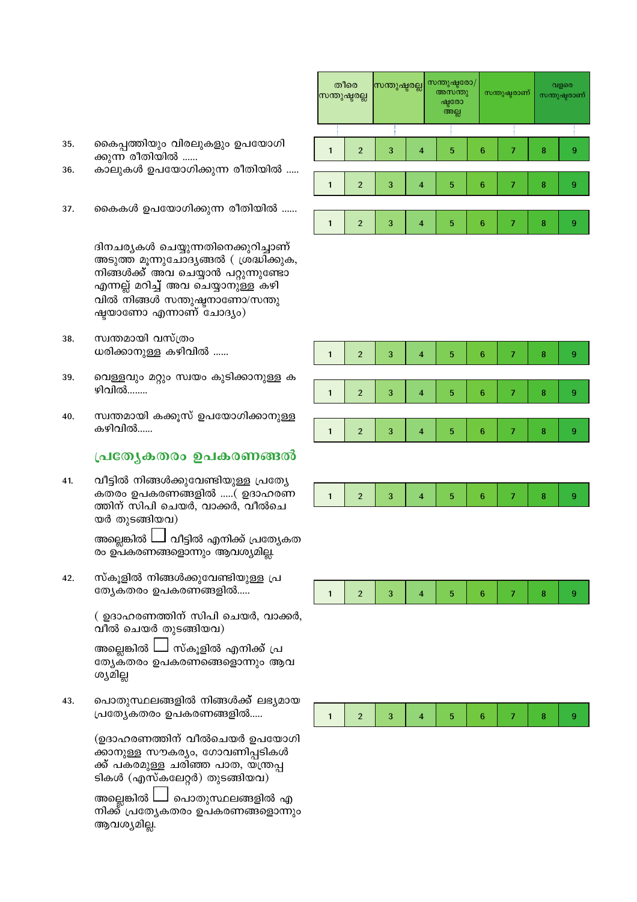| തീരെ സന്തുഷ്ടരല്ല | | സന്തുഷ്ടരല്ല | | സന്തുഷ്ടരോ/ അസന്തുഷ്ടരോ അല്ല | | സന്തുഷ്ടരാണ് | | വളരെ സന്തുഷ്ടരാണ് |
|---|---|---|---|---|---|---|---|---|

35. കൈപ്പത്തിയും വിരലുകളും ഉപയോഗിക്കുന്ന രീതിയിൽ ......

| 1 | 2 | 3 | 4 | 5 | 6 | 7 | 8 | 9 |
|---|---|---|---|---|---|---|---|---|

36. കാലുകൾ ഉപയോഗിക്കുന്ന രീതിയിൽ .....

| 1 | 2 | 3 | 4 | 5 | 6 | 7 | 8 | 9 |
|---|---|---|---|---|---|---|---|---|

37. കൈകൾ ഉപയോഗിക്കുന്ന രീതിയിൽ ......

| 1 | 2 | 3 | 4 | 5 | 6 | 7 | 8 | 9 |
|---|---|---|---|---|---|---|---|---|

ദിനചര്യകൾ ചെയ്യുന്നതിനെക്കുറിച്ചാണ് അടുത്ത മൂന്നുചോദ്യങ്ങൾ ( ശ്രദ്ധിക്കുക, നിങ്ങൾക്ക് അവ ചെയ്യാൻ പറ്റുന്നുണ്ടോ എന്നല്ല് മറിച്ച് അവ ചെയ്യാനുള്ള കഴിവിൽ നിങ്ങൾ സന്തുഷ്ടനാണോ/സന്തുഷ്ടയാണോ എന്നാണ് ചോദ്യം)

38. സ്വന്തമായി വസ്ത്രം ധരിക്കാനുള്ള കഴിവിൽ ......

| 1 | 2 | 3 | 4 | 5 | 6 | 7 | 8 | 9 |
|---|---|---|---|---|---|---|---|---|

39. വെള്ളവും മറ്റും സ്വയം കുടിക്കാനുള്ള കഴിവിൽ........

| 1 | 2 | 3 | 4 | 5 | 6 | 7 | 8 | 9 |
|---|---|---|---|---|---|---|---|---|

40. സ്വന്തമായി കക്കൂസ് ഉപയോഗിക്കാനുള്ള കഴിവിൽ......

| 1 | 2 | 3 | 4 | 5 | 6 | 7 | 8 | 9 |
|---|---|---|---|---|---|---|---|---|

## പ്രത്യേകതരം ഉപകരണങ്ങൾ

41. വീട്ടിൽ നിങ്ങൾക്കുവേണ്ടിയുള്ള പ്രത്യേകതരം ഉപകരണങ്ങളിൽ .....( ഉദാഹരണത്തിന് സിപി ചെയർ, വാക്കർ, വീൽചെയർ തുടങ്ങിയവ)

അല്ലെങ്കിൽ ☐ വീട്ടിൽ എനിക്ക് പ്രത്യേകതരം ഉപകരണങ്ങളൊന്നും ആവശ്യമില്ല.

| 1 | 2 | 3 | 4 | 5 | 6 | 7 | 8 | 9 |
|---|---|---|---|---|---|---|---|---|

42. സ്കൂളിൽ നിങ്ങൾക്കുവേണ്ടിയുള്ള പ്രത്യേകതരം ഉപകരണങ്ങളിൽ.....

( ഉദാഹരണത്തിന് സിപി ചെയർ, വാക്കർ, വീൽ ചെയർ തുടങ്ങിയവ)

അല്ലെങ്കിൽ ☐ സ്കൂളിൽ എനിക്ക് പ്രത്യേകതരം ഉപകരണങ്ങളൊന്നും ആവശ്യമില്ല

| 1 | 2 | 3 | 4 | 5 | 6 | 7 | 8 | 9 |
|---|---|---|---|---|---|---|---|---|

43. പൊതുസ്ഥലങ്ങളിൽ നിങ്ങൾക്ക് ലഭ്യമായ പ്രത്യേകതരം ഉപകരണങ്ങളിൽ.....

(ഉദാഹരണത്തിന് വീൽചെയർ ഉപയോഗിക്കാനുള്ള സൗകര്യം, ഗോവണിപ്പടികൾക്ക് പകരമുള്ള ചരിഞ്ഞ പാത, യന്ത്രപ്പടികൾ (എസ്കലേറ്റർ) തുടങ്ങിയവ)

അല്ലെങ്കിൽ ☐ പൊതുസ്ഥലങ്ങളിൽ എനിക്ക് പ്രത്യേകതരം ഉപകരണങ്ങളൊന്നും ആവശ്യമില്ല.

| 1 | 2 | 3 | 4 | 5 | 6 | 7 | 8 | 9 |
|---|---|---|---|---|---|---|---|---|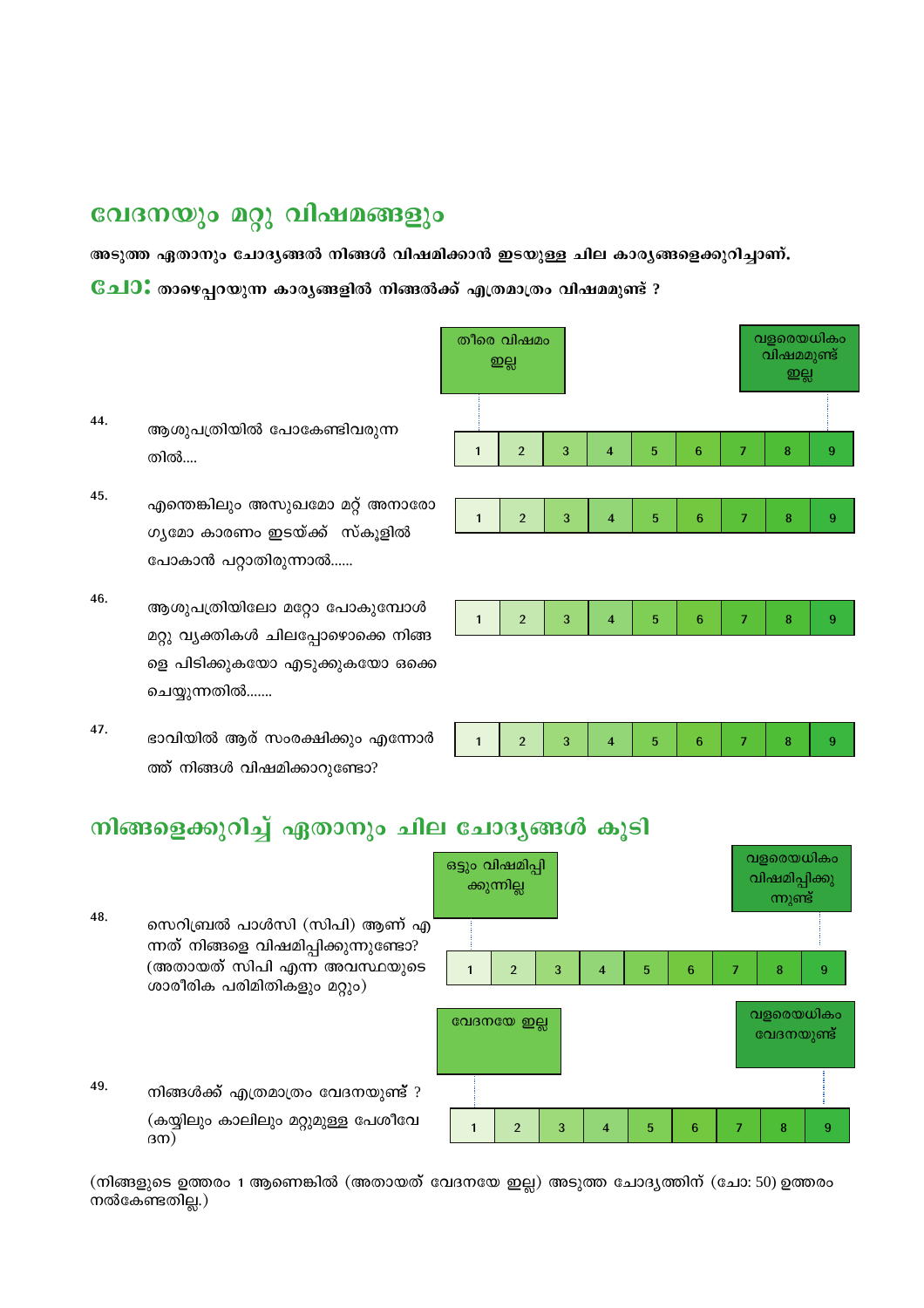## വേദനയും മറ്റു വിഷമങ്ങളും

**അടുത്ത ഏതാനും ചോദ്യങ്ങൾ നിങ്ങൾ വിഷമിക്കാൻ ഇടയുള്ള ചില കാര്യങ്ങളെക്കുറിച്ചാണ്.**

**ചോ: താഴെപ്പറയുന്ന കാര്യങ്ങളിൽ നിങ്ങൾക്ക് എത്രമാത്രം വിഷമമുണ്ട് ?**

| | തീരെ വിഷമം ഇല്ല | | | | | | | | വളരെയധികം വിഷമമുണ്ട് ഇല്ല |
|---|---|---|---|---|---|---|---|---|---|
| 44. ആശുപത്രിയിൽ പോകേണ്ടിവരുന്നതിൽ.... | 1 | 2 | 3 | 4 | 5 | 6 | 7 | 8 | 9 |
| 45. എന്തെങ്കിലും അസുഖമോ മറ്റ് അനാരോഗ്യമോ കാരണം ഇടയ്ക്ക് സ്കൂളിൽ പോകാൻ പറ്റാതിരുന്നാൽ...... | 1 | 2 | 3 | 4 | 5 | 6 | 7 | 8 | 9 |
| 46. ആശുപത്രിയിലോ മറ്റോ പോകുമ്പോൾ മറ്റു വ്യക്തികൾ ചിലപ്പോഴൊക്കെ നിങ്ങളെ പിടിക്കുകയോ എടുക്കുകയോ ഒക്കെ ചെയ്യുന്നതിൽ....... | 1 | 2 | 3 | 4 | 5 | 6 | 7 | 8 | 9 |
| 47. ഭാവിയിൽ ആര് സംരക്ഷിക്കും എന്നോർത്ത് നിങ്ങൾ വിഷമിക്കാറുണ്ടോ? | 1 | 2 | 3 | 4 | 5 | 6 | 7 | 8 | 9 |

## നിങ്ങളെക്കുറിച്ച് ഏതാനും ചില ചോദ്യങ്ങൾ കൂടി

| | ഒട്ടും വിഷമിപ്പിക്കുന്നില്ല | | | | | | | | വളരെയധികം വിഷമിപ്പിക്കുന്നുണ്ട് |
|---|---|---|---|---|---|---|---|---|---|
| 48. സെറിബ്രൽ പാൾസി (സിപി) ആണ് എന്നത് നിങ്ങളെ വിഷമിപ്പിക്കുന്നുണ്ടോ? (അതായത് സിപി എന്ന അവസ്ഥയുടെ ശാരീരിക പരിമിതികളും മറ്റും) | 1 | 2 | 3 | 4 | 5 | 6 | 7 | 8 | 9 |

| | വേദനയേ ഇല്ല | | | | | | | | വളരെയധികം വേദനയുണ്ട് |
|---|---|---|---|---|---|---|---|---|---|
| 49. നിങ്ങൾക്ക് എത്രമാത്രം വേദനയുണ്ട് ? (കയ്യിലും കാലിലും മറ്റുമുള്ള പേശീവേദന) | 1 | 2 | 3 | 4 | 5 | 6 | 7 | 8 | 9 |

(നിങ്ങളുടെ ഉത്തരം 1 ആണെങ്കിൽ (അതായത് വേദനയേ ഇല്ല) അടുത്ത ചോദ്യത്തിന് (ചോ: 50) ഉത്തരം നൽകേണ്ടതില്ല.)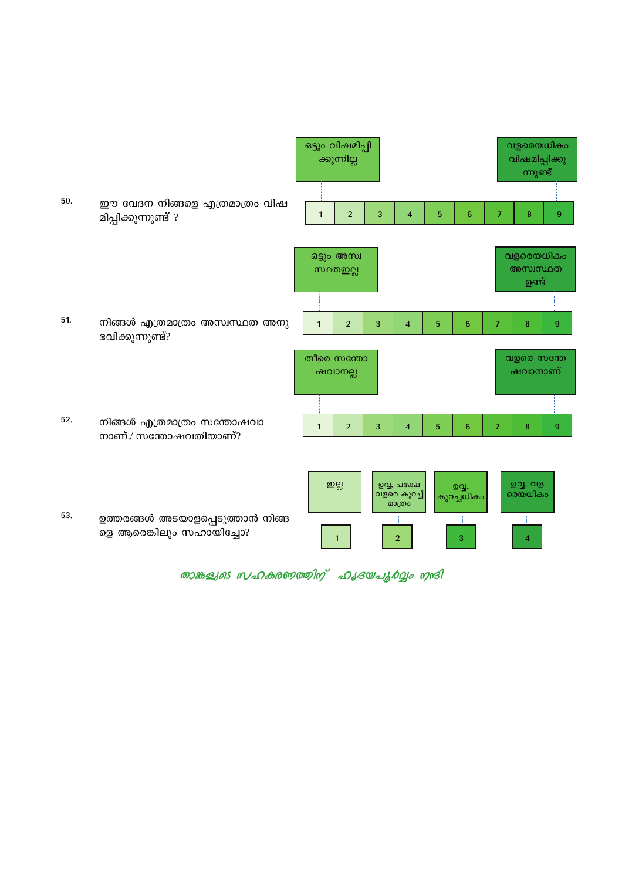50. ഈ വേദന നിങ്ങളെ എത്രമാത്രം വിഷമിപ്പിക്കുന്നുണ്ട് ?

ഒട്ടും വിഷമിപ്പിക്കുന്നില്ല — വളരെയധികം വിഷമിപ്പിക്കുന്നുണ്ട്

1 2 3 4 5 6 7 8 9

51. നിങ്ങൾ എത്രമാത്രം അസ്വസ്ഥത അനുഭവിക്കുന്നുണ്ട്?

ഒട്ടും അസ്വസ്ഥതയില്ല — വളരെയധികം അസ്വസ്ഥത ഉണ്ട്

1 2 3 4 5 6 7 8 9

52. നിങ്ങൾ എത്രമാത്രം സന്തോഷവാനാണ്./ സന്തോഷവതിയാണ്?

തീരെ സന്തോഷവാനല്ല — വളരെ സന്തോഷവാനാണ്

1 2 3 4 5 6 7 8 9

53. ഉത്തരങ്ങൾ അടയാളപ്പെടുത്താൻ നിങ്ങളെ ആരെങ്കിലും സഹായിച്ചോ?

| ഇല്ല | ഉവ്വ്, പക്ഷേ വളരെ കുറച്ച് മാത്രം | ഉവ്വ്, കുറച്ചധികം | ഉവ്വ്, വളരെയധികം |
|---|---|---|---|
| 1 | 2 | 3 | 4 |

*താങ്കളുടെ സഹകരണത്തിന് ഹൃദയപൂർവ്വം നന്ദി*